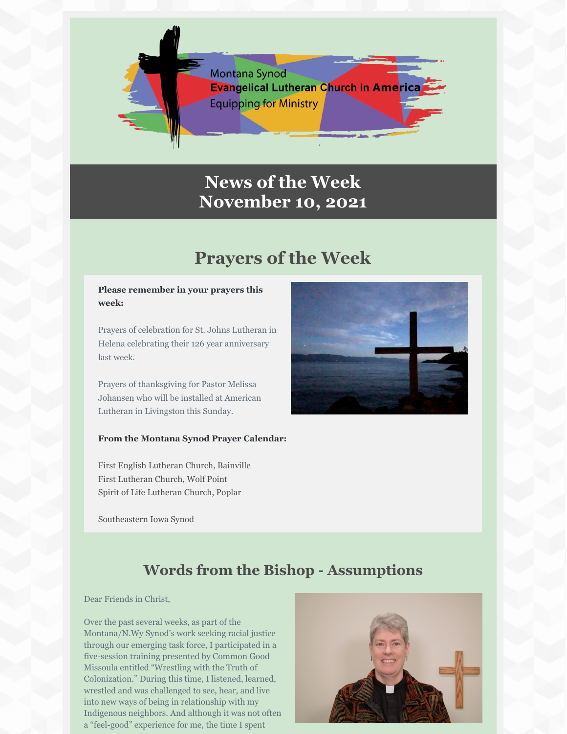Montana Synod
**Evangelical Lutheran Church in America**
Equipping for Ministry

# News of the Week
# November 10, 2021

## Prayers of the Week

**Please remember in your prayers this week:**

Prayers of celebration for St. Johns Lutheran in Helena celebrating their 126 year anniversary last week.

Prayers of thanksgiving for Pastor Melissa Johansen who will be installed at American Lutheran in Livingston this Sunday.

**From the Montana Synod Prayer Calendar:**

First English Lutheran Church, Bainville
First Lutheran Church, Wolf Point
Spirit of Life Lutheran Church, Poplar

Southeastern Iowa Synod

## Words from the Bishop - Assumptions

Dear Friends in Christ,

Over the past several weeks, as part of the Montana/N.Wy Synod's work seeking racial justice through our emerging task force, I participated in a five-session training presented by Common Good Missoula entitled "Wrestling with the Truth of Colonization." During this time, I listened, learned, wrestled and was challenged to see, hear, and live into new ways of being in relationship with my Indigenous neighbors. And although it was not often a "feel-good" experience for me, the time I spent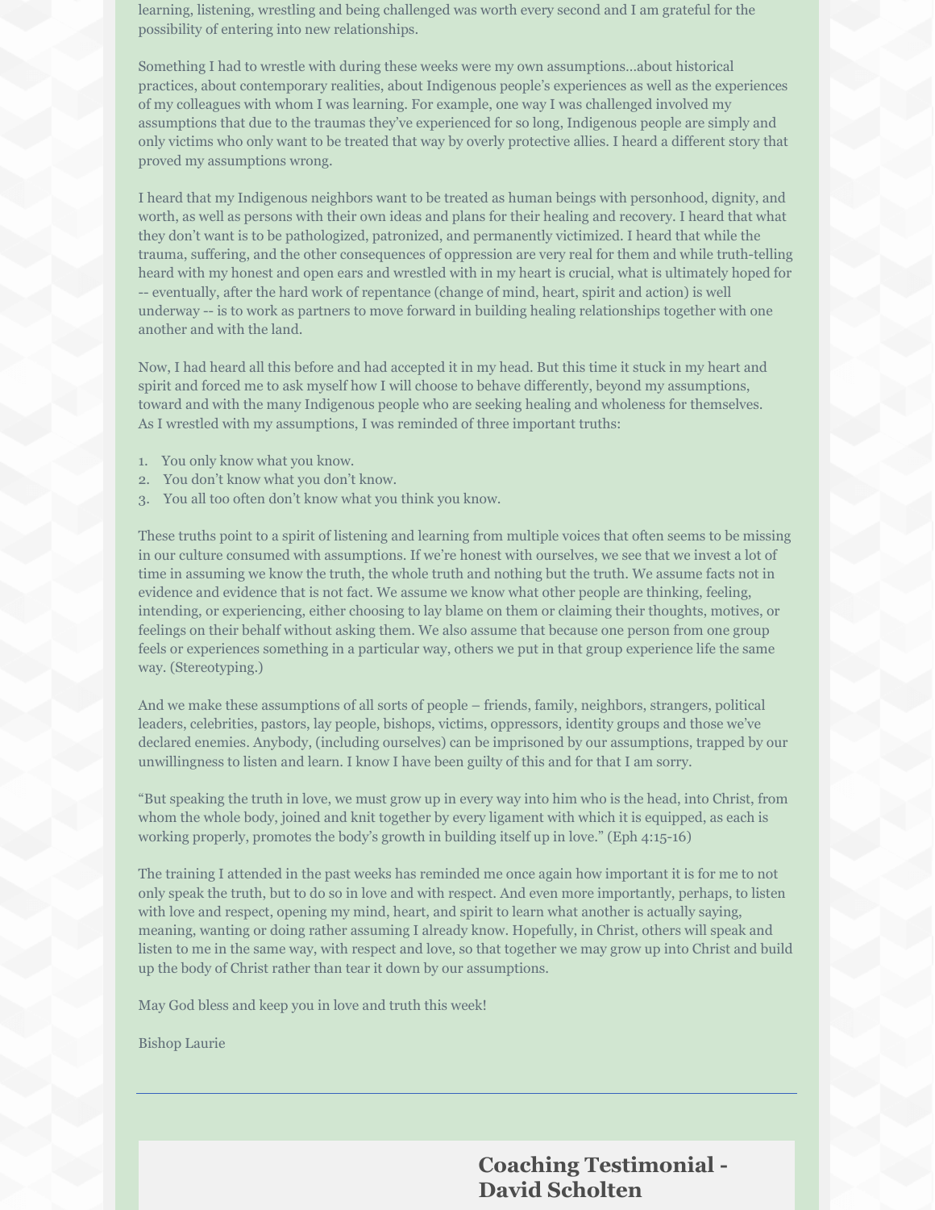learning, listening, wrestling and being challenged was worth every second and I am grateful for the possibility of entering into new relationships.

Something I had to wrestle with during these weeks were my own assumptions…about historical practices, about contemporary realities, about Indigenous people's experiences as well as the experiences of my colleagues with whom I was learning. For example, one way I was challenged involved my assumptions that due to the traumas they've experienced for so long, Indigenous people are simply and only victims who only want to be treated that way by overly protective allies. I heard a different story that proved my assumptions wrong.

I heard that my Indigenous neighbors want to be treated as human beings with personhood, dignity, and worth, as well as persons with their own ideas and plans for their healing and recovery. I heard that what they don't want is to be pathologized, patronized, and permanently victimized. I heard that while the trauma, suffering, and the other consequences of oppression are very real for them and while truth-telling heard with my honest and open ears and wrestled with in my heart is crucial, what is ultimately hoped for -- eventually, after the hard work of repentance (change of mind, heart, spirit and action) is well underway -- is to work as partners to move forward in building healing relationships together with one another and with the land.

Now, I had heard all this before and had accepted it in my head. But this time it stuck in my heart and spirit and forced me to ask myself how I will choose to behave differently, beyond my assumptions, toward and with the many Indigenous people who are seeking healing and wholeness for themselves. As I wrestled with my assumptions, I was reminded of three important truths:

1. You only know what you know.
2. You don't know what you don't know.
3. You all too often don't know what you think you know.

These truths point to a spirit of listening and learning from multiple voices that often seems to be missing in our culture consumed with assumptions. If we're honest with ourselves, we see that we invest a lot of time in assuming we know the truth, the whole truth and nothing but the truth. We assume facts not in evidence and evidence that is not fact. We assume we know what other people are thinking, feeling, intending, or experiencing, either choosing to lay blame on them or claiming their thoughts, motives, or feelings on their behalf without asking them. We also assume that because one person from one group feels or experiences something in a particular way, others we put in that group experience life the same way. (Stereotyping.)

And we make these assumptions of all sorts of people – friends, family, neighbors, strangers, political leaders, celebrities, pastors, lay people, bishops, victims, oppressors, identity groups and those we've declared enemies. Anybody, (including ourselves) can be imprisoned by our assumptions, trapped by our unwillingness to listen and learn. I know I have been guilty of this and for that I am sorry.

"But speaking the truth in love, we must grow up in every way into him who is the head, into Christ, from whom the whole body, joined and knit together by every ligament with which it is equipped, as each is working properly, promotes the body's growth in building itself up in love." (Eph 4:15-16)

The training I attended in the past weeks has reminded me once again how important it is for me to not only speak the truth, but to do so in love and with respect. And even more importantly, perhaps, to listen with love and respect, opening my mind, heart, and spirit to learn what another is actually saying, meaning, wanting or doing rather assuming I already know. Hopefully, in Christ, others will speak and listen to me in the same way, with respect and love, so that together we may grow up into Christ and build up the body of Christ rather than tear it down by our assumptions.

May God bless and keep you in love and truth this week!

Bishop Laurie

---

## Coaching Testimonial - David Scholten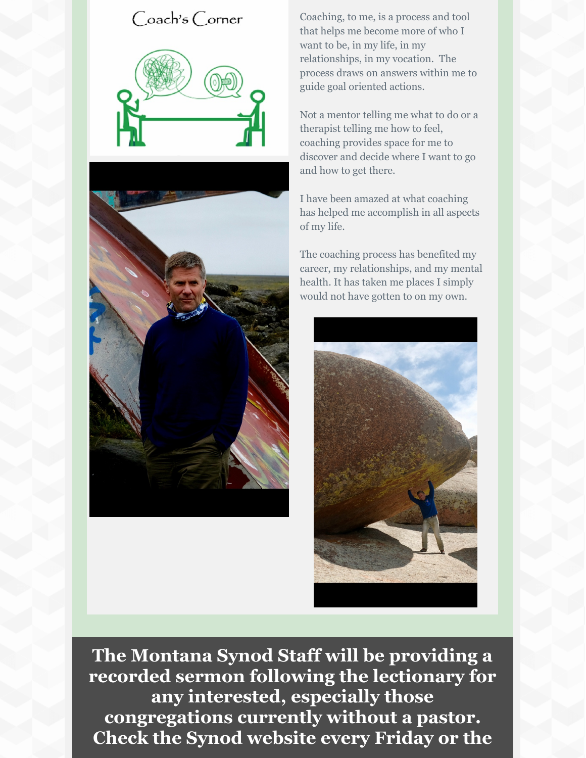## Coach's Corner

Coaching, to me, is a process and tool that helps me become more of who I want to be, in my life, in my relationships, in my vocation. The process draws on answers within me to guide goal oriented actions.

Not a mentor telling me what to do or a therapist telling me how to feel, coaching provides space for me to discover and decide where I want to go and how to get there.

I have been amazed at what coaching has helped me accomplish in all aspects of my life.

The coaching process has benefited my career, my relationships, and my mental health. It has taken me places I simply would not have gotten to on my own.

**The Montana Synod Staff will be providing a recorded sermon following the lectionary for any interested, especially those congregations currently without a pastor. Check the Synod website every Friday or the**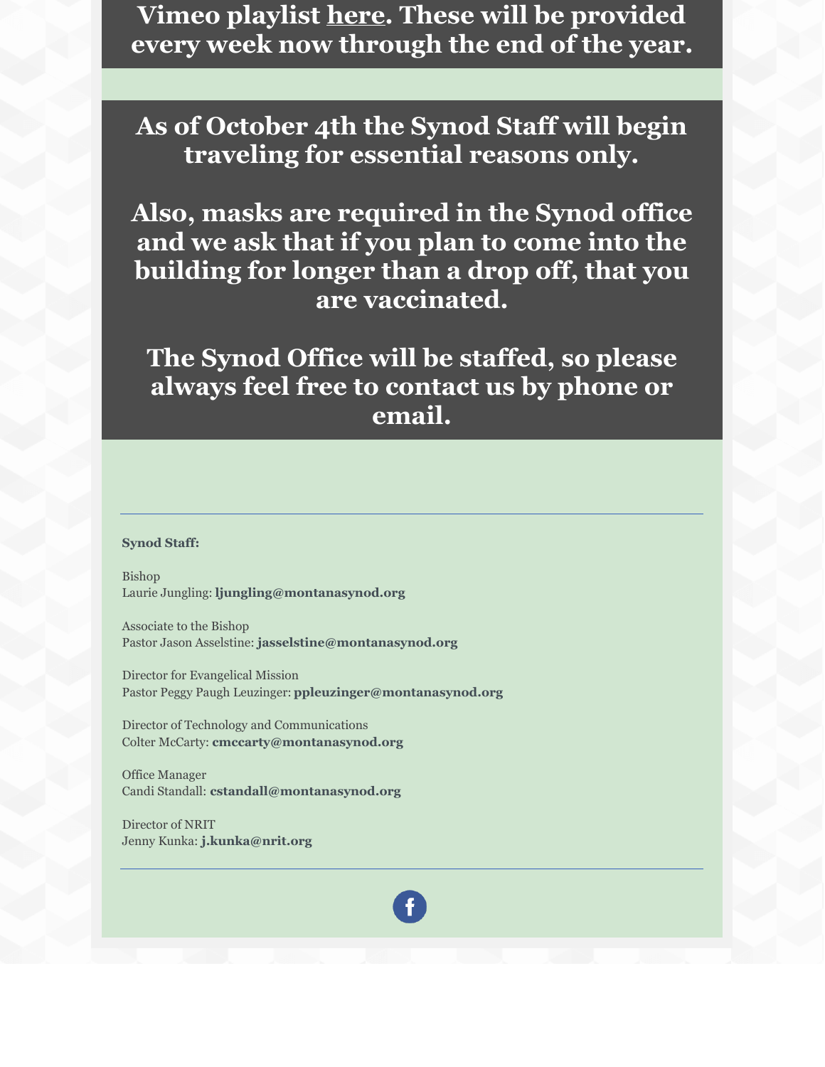**Vimeo playlist here. These will be provided every week now through the end of the year.**

**As of October 4th the Synod Staff will begin traveling for essential reasons only.**

**Also, masks are required in the Synod office and we ask that if you plan to come into the building for longer than a drop off, that you are vaccinated.**

**The Synod Office will be staffed, so please always feel free to contact us by phone or email.**

---

**Synod Staff:**

Bishop
Laurie Jungling: **ljungling@montanasynod.org**

Associate to the Bishop
Pastor Jason Asselstine: **jasselstine@montanasynod.org**

Director for Evangelical Mission
Pastor Peggy Paugh Leuzinger: **ppleuzinger@montanasynod.org**

Director of Technology and Communications
Colter McCarty: **cmccarty@montanasynod.org**

Office Manager
Candi Standall: **cstandall@montanasynod.org**

Director of NRIT
Jenny Kunka: **j.kunka@nrit.org**

---